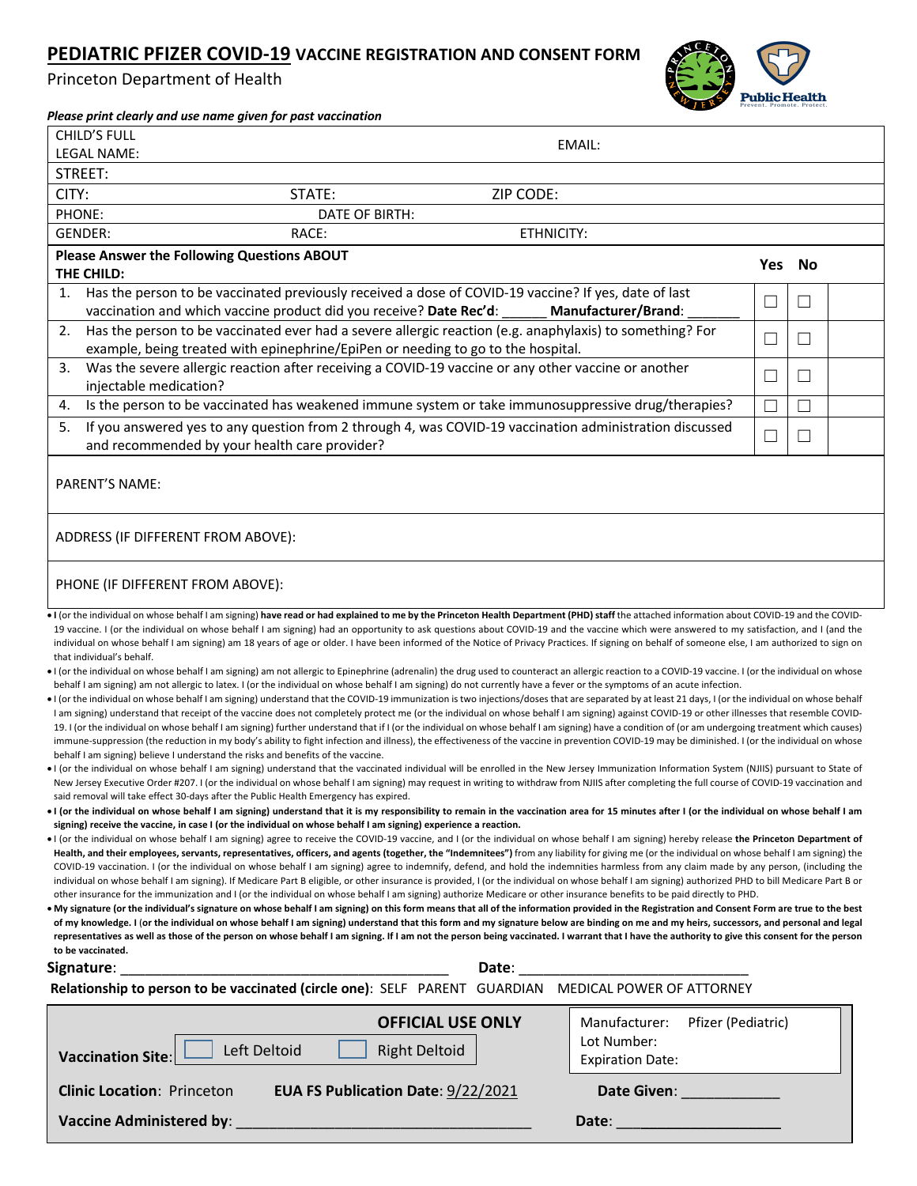# PEDIATRIC PFIZER COVID-19 VACCINE REGISTRATION AND CONSENT FORM

Princeton Department of Health

*Please print clearly and use name given for past vaccination*

| | | |
|---|---|---|
| CHILD'S FULL LEGAL NAME: | | EMAIL: |
| STREET: | | |
| CITY: | STATE: | ZIP CODE: |
| PHONE: | DATE OF BIRTH: | |
| GENDER: | RACE: | ETHNICITY: |

| **Please Answer the Following Questions ABOUT THE CHILD:** | **Yes** | **No** |
|---|---|---|
| 1. Has the person to be vaccinated previously received a dose of COVID-19 vaccine? If yes, date of last vaccination and which vaccine product did you receive? **Date Rec'd**: ______ **Manufacturer/Brand**: _______ | ☐ | ☐ |
| 2. Has the person to be vaccinated ever had a severe allergic reaction (e.g. anaphylaxis) to something? For example, being treated with epinephrine/EpiPen or needing to go to the hospital. | ☐ | ☐ |
| 3. Was the severe allergic reaction after receiving a COVID-19 vaccine or any other vaccine or another injectable medication? | ☐ | ☐ |
| 4. Is the person to be vaccinated has weakened immune system or take immunosuppressive drug/therapies? | ☐ | ☐ |
| 5. If you answered yes to any question from 2 through 4, was COVID-19 vaccination administration discussed and recommended by your health care provider? | ☐ | ☐ |

PARENT'S NAME:

ADDRESS (IF DIFFERENT FROM ABOVE):

PHONE (IF DIFFERENT FROM ABOVE):

- **I** (or the individual on whose behalf I am signing) **have read or had explained to me by the Princeton Health Department (PHD) staff** the attached information about COVID-19 and the COVID-19 vaccine. I (or the individual on whose behalf I am signing) had an opportunity to ask questions about COVID-19 and the vaccine which were answered to my satisfaction, and I (and the individual on whose behalf I am signing) am 18 years of age or older. I have been informed of the Notice of Privacy Practices. If signing on behalf of someone else, I am authorized to sign on that individual's behalf.
- I (or the individual on whose behalf I am signing) am not allergic to Epinephrine (adrenalin) the drug used to counteract an allergic reaction to a COVID-19 vaccine. I (or the individual on whose behalf I am signing) am not allergic to latex. I (or the individual on whose behalf I am signing) do not currently have a fever or the symptoms of an acute infection.
- I (or the individual on whose behalf I am signing) understand that the COVID-19 immunization is two injections/doses that are separated by at least 21 days, I (or the individual on whose behalf I am signing) understand that receipt of the vaccine does not completely protect me (or the individual on whose behalf I am signing) against COVID-19 or other illnesses that resemble COVID-19. I (or the individual on whose behalf I am signing) further understand that if I (or the individual on whose behalf I am signing) have a condition of (or am undergoing treatment which causes) immune-suppression (the reduction in my body's ability to fight infection and illness), the effectiveness of the vaccine in prevention COVID-19 may be diminished. I (or the individual on whose behalf I am signing) believe I understand the risks and benefits of the vaccine.
- I (or the individual on whose behalf I am signing) understand that the vaccinated individual will be enrolled in the New Jersey Immunization Information System (NJIIS) pursuant to State of New Jersey Executive Order #207. I (or the individual on whose behalf I am signing) may request in writing to withdraw from NJIIS after completing the full course of COVID-19 vaccination and said removal will take effect 30-days after the Public Health Emergency has expired.
- **I (or the individual on whose behalf I am signing) understand that it is my responsibility to remain in the vaccination area for 15 minutes after I (or the individual on whose behalf I am signing) receive the vaccine, in case I (or the individual on whose behalf I am signing) experience a reaction.**
- I (or the individual on whose behalf I am signing) agree to receive the COVID-19 vaccine, and I (or the individual on whose behalf I am signing) hereby release **the Princeton Department of Health, and their employees, servants, representatives, officers, and agents (together, the "Indemnitees")** from any liability for giving me (or the individual on whose behalf I am signing) the COVID-19 vaccination. I (or the individual on whose behalf I am signing) agree to indemnify, defend, and hold the indemnities harmless from any claim made by any person, (including the individual on whose behalf I am signing). If Medicare Part B eligible, or other insurance is provided, I (or the individual on whose behalf I am signing) authorized PHD to bill Medicare Part B or other insurance for the immunization and I (or the individual on whose behalf I am signing) authorize Medicare or other insurance benefits to be paid directly to PHD.
- **My signature (or the individual's signature on whose behalf I am signing) on this form means that all of the information provided in the Registration and Consent Form are true to the best of my knowledge. I (or the individual on whose behalf I am signing) understand that this form and my signature below are binding on me and my heirs, successors, and personal and legal representatives as well as those of the person on whose behalf I am signing. If I am not the person being vaccinated. I warrant that I have the authority to give this consent for the person to be vaccinated.**

**Signature**: ____________________________________________ **Date**: ______________________________

**Relationship to person to be vaccinated (circle one)**: SELF PARENT GUARDIAN MEDICAL POWER OF ATTORNEY

**OFFICIAL USE ONLY**

**Vaccination Site**: ☐ Left Deltoid ☐ Right Deltoid

Manufacturer: Pfizer (Pediatric)
Lot Number:
Expiration Date:

**Clinic Location**: Princeton **EUA FS Publication Date**: 9/22/2021 **Date Given**: ____________

**Vaccine Administered by**: ______________________________________ **Date**: _____________________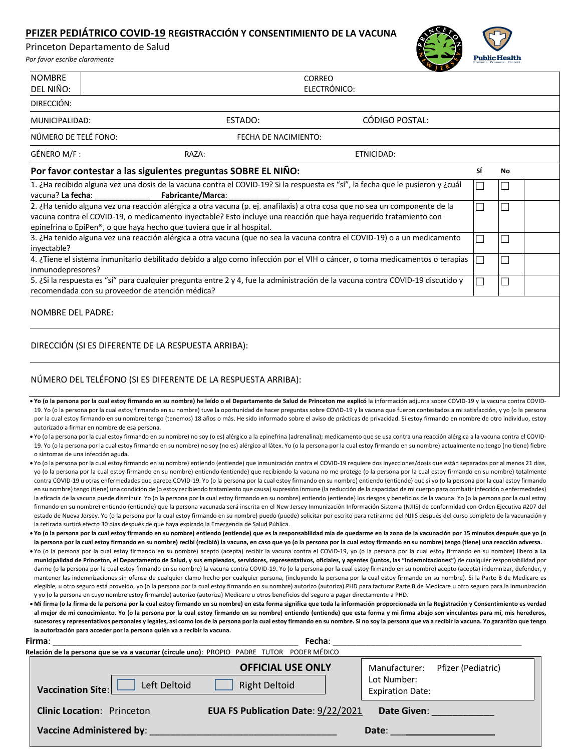# **PFIZER PEDIÁTRICO COVID-19** REGISTRACCIÓN Y CONSENTIMIENTO DE LA VACUNA

Princeton Departamento de Salud

*Por favor escribe claramente*

| | | |
|---|---|---|
| NOMBRE DEL NIÑO: | | CORREO ELECTRÓNICO: |
| DIRECCIÓN: | | |
| MUNICIPALIDAD: | ESTADO: | CÓDIGO POSTAL: |
| NÚMERO DE TELÉ FONO: | FECHA DE NACIMIENTO: | |
| GÉNERO M/F : | RAZA: | ETNICIDAD: |

| **Por favor contestar a las siguientes preguntas SOBRE EL NIÑO:** | **SÍ** | **No** |
|---|---|---|
| 1. ¿Ha recibido alguna vez una dosis de la vacuna contra el COVID-19? Si la respuesta es "sí", la fecha que le pusieron y ¿cuál vacuna? **La fecha**: _____________ **Fabricante/Marca**: _____________ | ☐ | ☐ |
| 2. ¿Ha tenido alguna vez una reacción alérgica a otra vacuna (p. ej. anafilaxis) a otra cosa que no sea un componente de la vacuna contra el COVID-19, o medicamento inyectable? Esto incluye una reacción que haya requerido tratamiento con epinefrina o EpiPen®, o que haya hecho que tuviera que ir al hospital. | ☐ | ☐ |
| 3. ¿Ha tenido alguna vez una reacción alérgica a otra vacuna (que no sea la vacuna contra el COVID-19) o a un medicamento inyectable? | ☐ | ☐ |
| 4. ¿Tiene el sistema inmunitario debilitado debido a algo como infección por el VIH o cáncer, o toma medicamentos o terapias inmunodepresores? | ☐ | ☐ |
| 5. ¿Si la respuesta es "sí" para cualquier pregunta entre 2 y 4, fue la administración de la vacuna contra COVID-19 discutido y recomendada con su proveedor de atención médica? | ☐ | ☐ |

NOMBRE DEL PADRE:

DIRECCIÓN (SI ES DIFERENTE DE LA RESPUESTA ARRIBA):

NÚMERO DEL TELÉFONO (SI ES DIFERENTE DE LA RESPUESTA ARRIBA):

- **Yo (o la persona por la cual estoy firmando en su nombre) he leído o el Departamento de Salud de Princeton me explicó** la información adjunta sobre COVID-19 y la vacuna contra COVID-19. Yo (o la persona por la cual estoy firmando en su nombre) tuve la oportunidad de hacer preguntas sobre COVID-19 y la vacuna que fueron contestados a mi satisfacción, y yo (o la persona por la cual estoy firmando en su nombre) tengo (tenemos) 18 años o más. He sido informado sobre el aviso de prácticas de privacidad. Si estoy firmando en nombre de otro individuo, estoy autorizado a firmar en nombre de esa persona.
- Yo (o la persona por la cual estoy firmando en su nombre) no soy (o es) alérgico a la epinefrina (adrenalina); medicamento que se usa contra una reacción alérgica a la vacuna contra el COVID-19. Yo (o la persona por la cual estoy firmando en su nombre) no soy (no es) alérgico al látex. Yo (o la persona por la cual estoy firmando en su nombre) actualmente no tengo (no tiene) fiebre o síntomas de una infección aguda.
- Yo (o la persona por la cual estoy firmando en su nombre) entiendo (entiende) que inmunización contra el COVID-19 requiere dos inyecciones/dosis que están separados por al menos 21 días, yo (o la persona por la cual estoy firmando en su nombre) entiendo (entiende) que recibiendo la vacuna no me protege (o la persona por la cual estoy firmando en su nombre) totalmente contra COVID-19 u otras enfermedades que parece COVID-19. Yo (o la persona por la cual estoy firmando en su nombre) entiendo (entiende) que si yo (o la persona por la cual estoy firmando en su nombre) tengo (tiene) una condición de (o estoy recibiendo tratamiento que causa) supresión inmune (la reducción de la capacidad de mi cuerpo para combatir infección o enfermedades) la eficacia de la vacuna puede disminuir. Yo (o la persona por la cual estoy firmando en su nombre) entiendo (entiende) los riesgos y beneficios de la vacuna. Yo (o la persona por la cual estoy firmando en su nombre) entiendo (entiende) que la persona vacunada será inscrita en el New Jersey Inmunización Información Sistema (NJIIS) de conformidad con Orden Ejecutiva #207 del estado de Nueva Jersey. Yo (o la persona por la cual estoy firmando en su nombre) puedo (puede) solicitar por escrito para retirarme del NJIIS después del curso completo de la vacunación y la retirada surtirá efecto 30 días después de que haya expirado la Emergencia de Salud Pública.
- **Yo (o la persona por la cual estoy firmando en su nombre) entiendo (entiende) que es la responsabilidad mía de quedarme en la zona de la vacunación por 15 minutos después que yo (o la persona por la cual estoy firmando en su nombre) recibí (recibió) la vacuna, en caso que yo (o la persona por la cual estoy firmando en su nombre) tengo (tiene) una reacción adversa.**
- Yo (o la persona por la cual estoy firmando en su nombre) acepto (acepta) recibir la vacuna contra el COVID-19, yo (o la persona por la cual estoy firmando en su nombre) libero **a La municipalidad de Princeton, el Departamento de Salud, y sus empleados, servidores, representativos, oficiales, y agentes (juntos, las "Indemnizaciones")** de cualquier responsabilidad por darme (o la persona por la cual estoy firmando en su nombre) la vacuna contra COVID-19. Yo (o la persona por la cual estoy firmando en su nombre) acepto (acepta) indemnizar, defender, y mantener las indemnizaciones sin ofensa de cualquier clamo hecho por cualquier persona, (incluyendo la persona por la cual estoy firmando en su nombre). Si la Parte B de Medicare es elegible, u otro seguro está proveído, yo (o la persona por la cual estoy firmando en su nombre) autorizo (autoriza) PHD para facturar Parte B de Medicare u otro seguro para la inmunización y yo (o la persona en cuyo nombre estoy firmando) autorizo (autoriza) Medicare u otros beneficios del seguro a pagar directamente a PHD.
- **Mi firma (o la firma de la persona por la cual estoy firmando en su nombre) en esta forma significa que toda la información proporcionada en la Registración y Consentimiento es verdad al mejor de mi conocimiento. Yo (o la persona por la cual estoy firmando en su nombre) entiendo (entiende) que esta forma y mi firma abajo son vinculantes para mí, mis herederos, sucesores y representativos personales y legales, así como los de la persona por la cual estoy firmando en su nombre. Si no soy la persona que va a recibir la vacuna. Yo garantizo que tengo la autorización para acceder por la persona quién va a recibir la vacuna.**

**Firma**: _______________________________________________ **Fecha**: ______________________________________

**Relación de la persona que se va a vacunar (circule uno)**: PROPIO PADRE TUTOR PODER MÉDICO

**OFFICIAL USE ONLY**

**Vaccination Site**: ☐ Left Deltoid ☐ Right Deltoid

Manufacturer: Pfizer (Pediatric)
Lot Number:
Expiration Date:

**Clinic Location**: Princeton **EUA FS Publication Date**: 9/22/2021 **Date Given**: ____________

**Vaccine Administered by**: ____________________________________ **Date**: ___________________